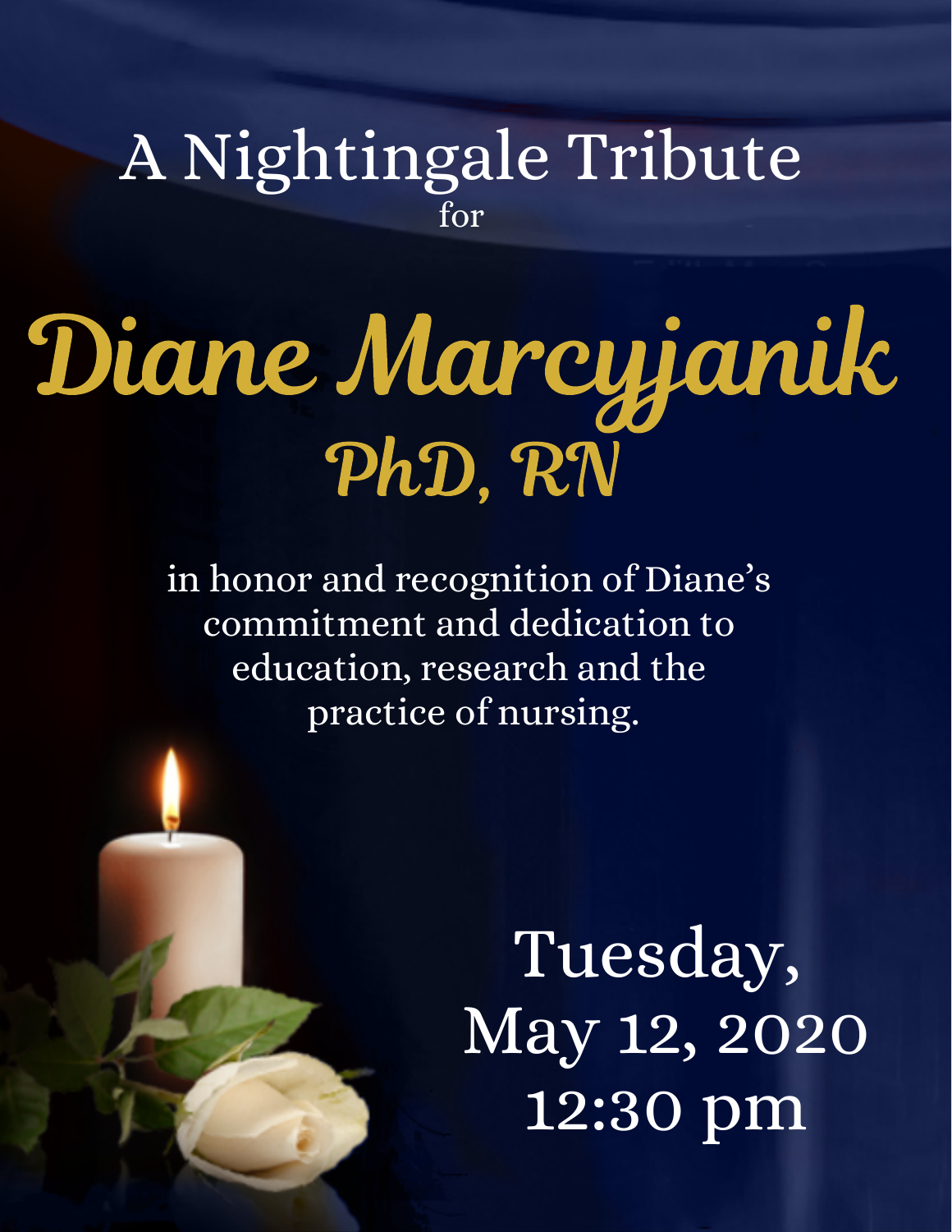# A Nightingale Tribute

for

# *Diane Marcyjanik*
## *PhD, RN*

in honor and recognition of Diane's commitment and dedication to education, research and the practice of nursing.

Tuesday,
May 12, 2020
12:30 pm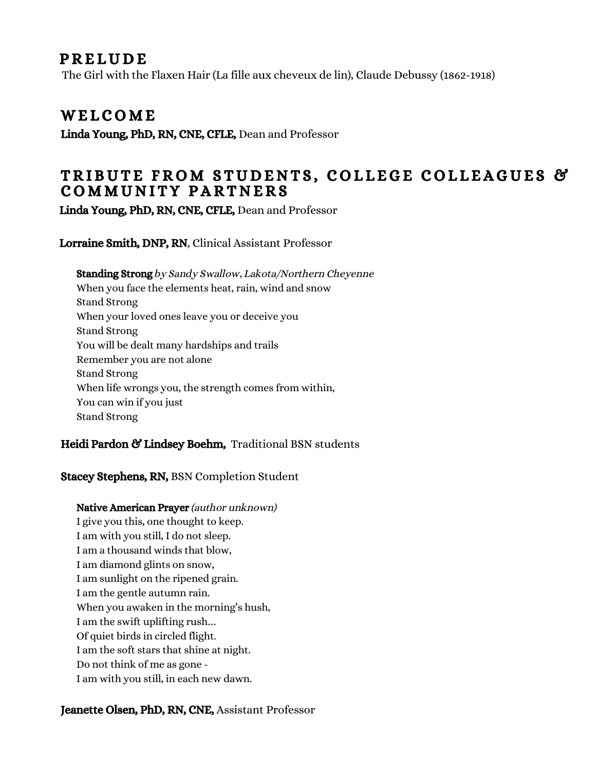## PRELUDE

The Girl with the Flaxen Hair (La fille aux cheveux de lin), Claude Debussy (1862-1918)

## WELCOME

**Linda Young, PhD, RN, CNE, CFLE,** Dean and Professor

## TRIBUTE FROM STUDENTS, COLLEGE COLLEAGUES & COMMUNITY PARTNERS

**Linda Young, PhD, RN, CNE, CFLE,** Dean and Professor

**Lorraine Smith, DNP, RN**, Clinical Assistant Professor

> **Standing Strong** *by Sandy Swallow, Lakota/Northern Cheyenne*
> When you face the elements heat, rain, wind and snow
> Stand Strong
> When your loved ones leave you or deceive you
> Stand Strong
> You will be dealt many hardships and trails
> Remember you are not alone
> Stand Strong
> When life wrongs you, the strength comes from within,
> You can win if you just
> Stand Strong

**Heidi Pardon & Lindsey Boehm,** Traditional BSN students

**Stacey Stephens, RN,** BSN Completion Student

> **Native American Prayer** *(author unknown)*
> I give you this, one thought to keep.
> I am with you still, I do not sleep.
> I am a thousand winds that blow,
> I am diamond glints on snow,
> I am sunlight on the ripened grain.
> I am the gentle autumn rain.
> When you awaken in the morning's hush,
> I am the swift uplifting rush…
> Of quiet birds in circled flight.
> I am the soft stars that shine at night.
> Do not think of me as gone -
> I am with you still, in each new dawn.

**Jeanette Olsen, PhD, RN, CNE,** Assistant Professor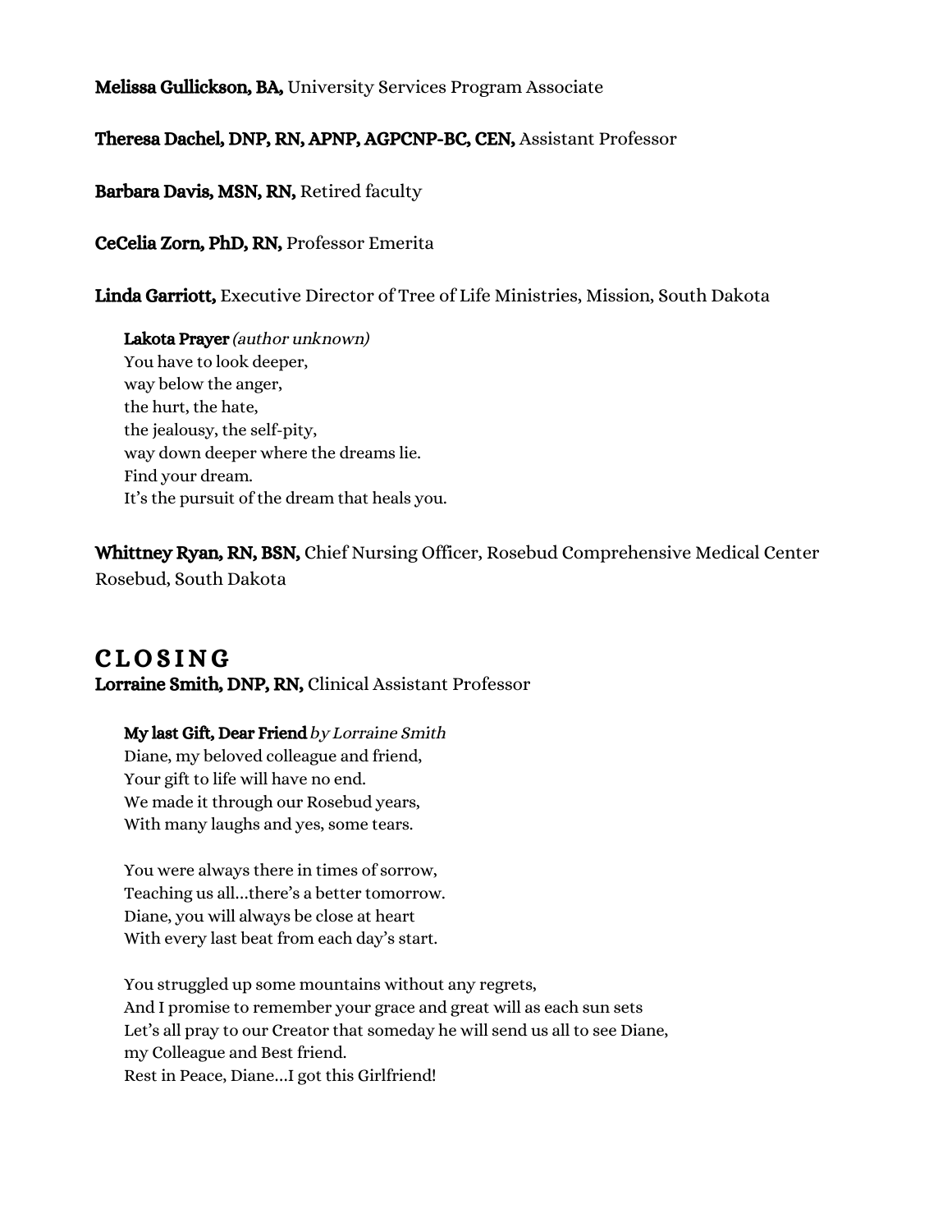**Melissa Gullickson, BA,** University Services Program Associate

**Theresa Dachel, DNP, RN, APNP, AGPCNP-BC, CEN,** Assistant Professor

**Barbara Davis, MSN, RN,** Retired faculty

**CeCelia Zorn, PhD, RN,** Professor Emerita

**Linda Garriott,** Executive Director of Tree of Life Ministries, Mission, South Dakota

> **Lakota Prayer** *(author unknown)*
> You have to look deeper,
> way below the anger,
> the hurt, the hate,
> the jealousy, the self-pity,
> way down deeper where the dreams lie.
> Find your dream.
> It's the pursuit of the dream that heals you.

**Whittney Ryan, RN, BSN,** Chief Nursing Officer, Rosebud Comprehensive Medical Center Rosebud, South Dakota

## CLOSING

**Lorraine Smith, DNP, RN,** Clinical Assistant Professor

> **My last Gift, Dear Friend** *by Lorraine Smith*
> Diane, my beloved colleague and friend,
> Your gift to life will have no end.
> We made it through our Rosebud years,
> With many laughs and yes, some tears.
>
> You were always there in times of sorrow,
> Teaching us all…there's a better tomorrow.
> Diane, you will always be close at heart
> With every last beat from each day's start.
>
> You struggled up some mountains without any regrets,
> And I promise to remember your grace and great will as each sun sets
> Let's all pray to our Creator that someday he will send us all to see Diane,
> my Colleague and Best friend.
> Rest in Peace, Diane…I got this Girlfriend!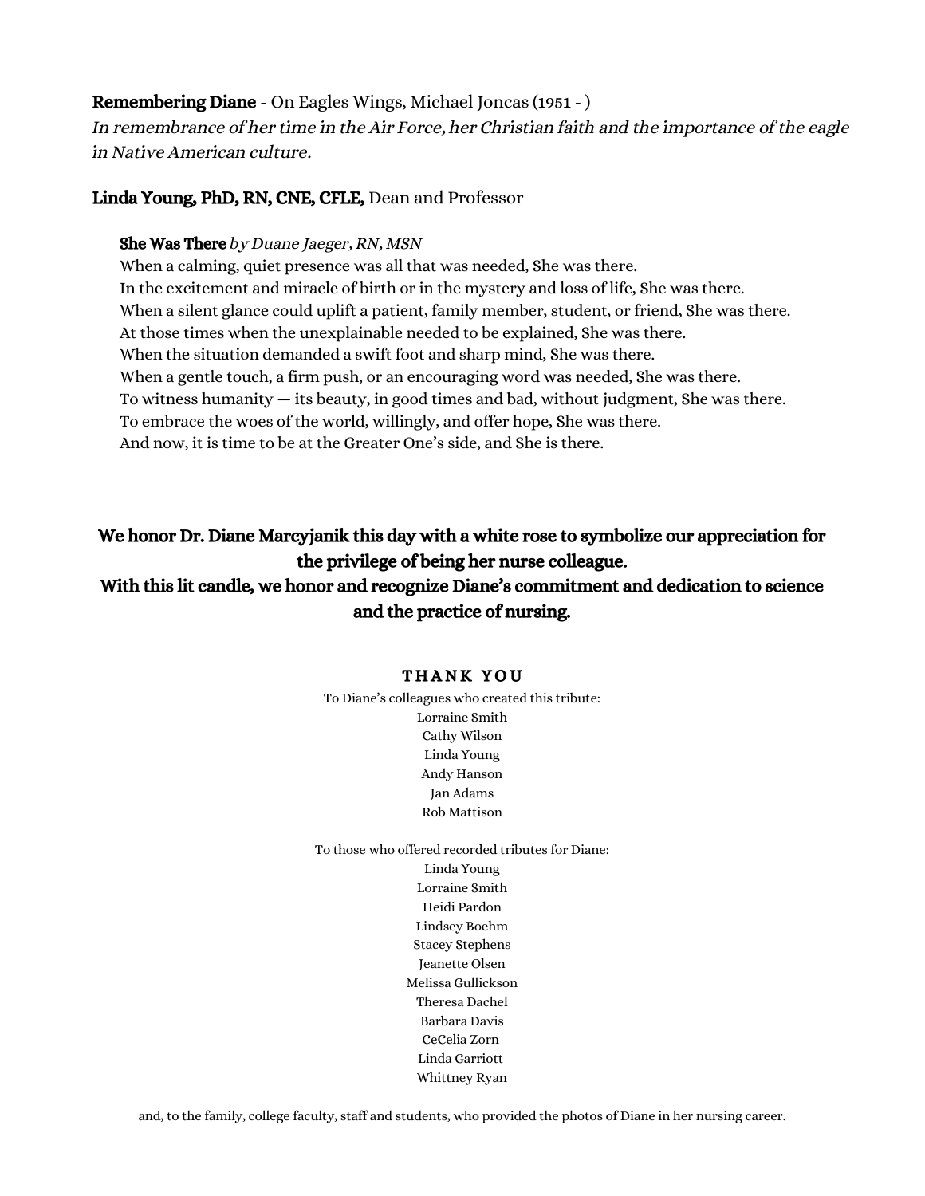**Remembering Diane** - On Eagles Wings, Michael Joncas (1951 - )
*In remembrance of her time in the Air Force, her Christian faith and the importance of the eagle in Native American culture.*

**Linda Young, PhD, RN, CNE, CFLE,** Dean and Professor

**She Was There** *by Duane Jaeger, RN, MSN*

When a calming, quiet presence was all that was needed, She was there.
In the excitement and miracle of birth or in the mystery and loss of life, She was there.
When a silent glance could uplift a patient, family member, student, or friend, She was there.
At those times when the unexplainable needed to be explained, She was there.
When the situation demanded a swift foot and sharp mind, She was there.
When a gentle touch, a firm push, or an encouraging word was needed, She was there.
To witness humanity — its beauty, in good times and bad, without judgment, She was there.
To embrace the woes of the world, willingly, and offer hope, She was there.
And now, it is time to be at the Greater One's side, and She is there.

**We honor Dr. Diane Marcyjanik this day with a white rose to symbolize our appreciation for the privilege of being her nurse colleague.**
**With this lit candle, we honor and recognize Diane's commitment and dedication to science and the practice of nursing.**

## THANK YOU

To Diane's colleagues who created this tribute:
Lorraine Smith
Cathy Wilson
Linda Young
Andy Hanson
Jan Adams
Rob Mattison

To those who offered recorded tributes for Diane:
Linda Young
Lorraine Smith
Heidi Pardon
Lindsey Boehm
Stacey Stephens
Jeanette Olsen
Melissa Gullickson
Theresa Dachel
Barbara Davis
CeCelia Zorn
Linda Garriott
Whittney Ryan

and, to the family, college faculty, staff and students, who provided the photos of Diane in her nursing career.